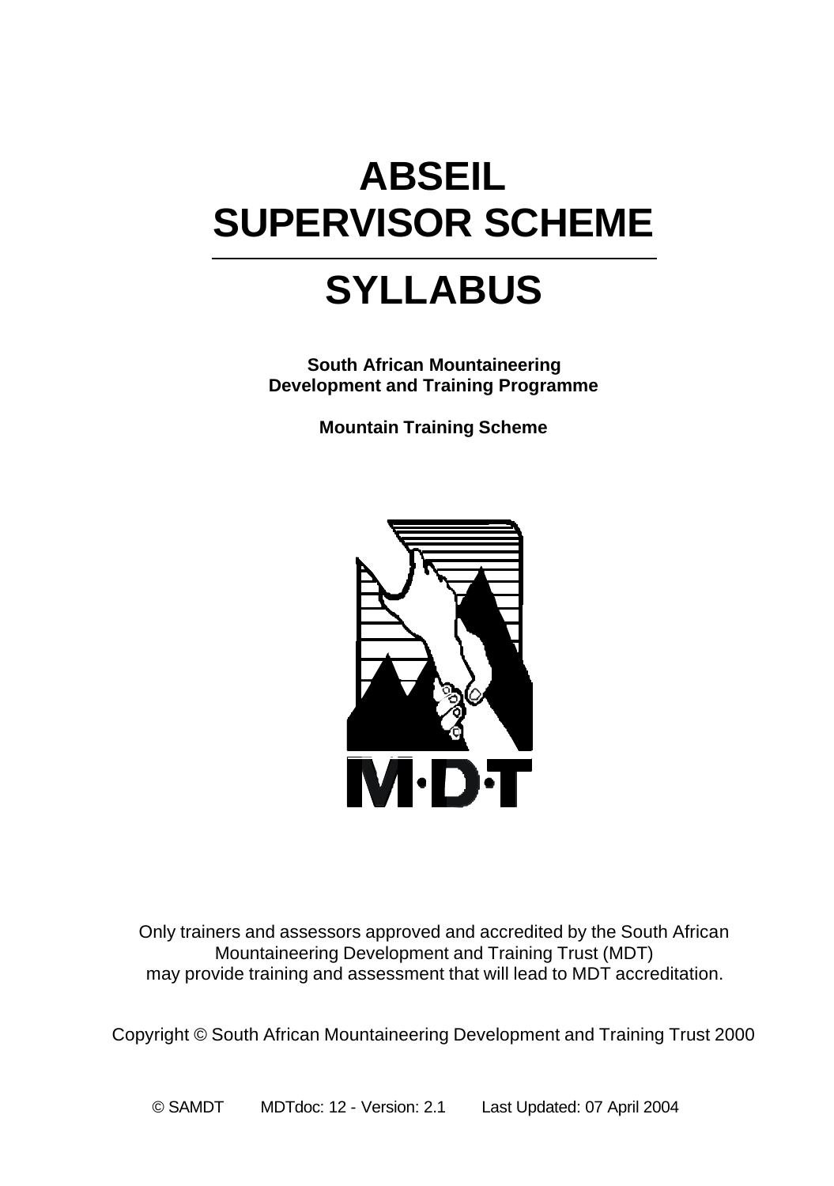# ABSEIL SUPERVISOR SCHEME

# SYLLABUS

**South African Mountaineering Development and Training Programme**

**Mountain Training Scheme**

M·D·T

Only trainers and assessors approved and accredited by the South African Mountaineering Development and Training Trust (MDT) may provide training and assessment that will lead to MDT accreditation.

Copyright © South African Mountaineering Development and Training Trust 2000

© SAMDT MDTdoc: 12 - Version: 2.1 Last Updated: 07 April 2004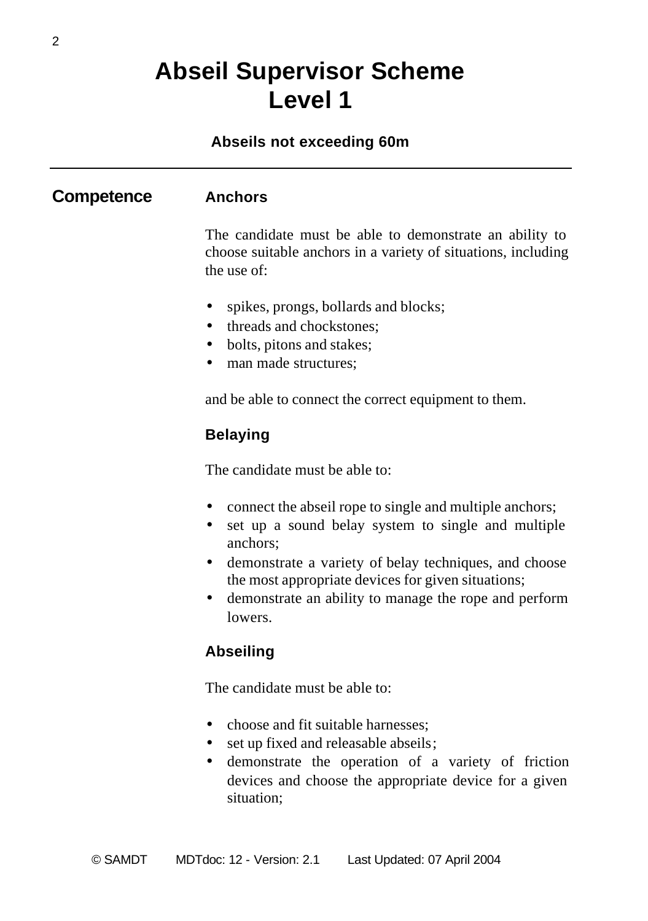# Abseil Supervisor Scheme
# Level 1

**Abseils not exceeding 60m**

---

## Competence

### Anchors

The candidate must be able to demonstrate an ability to choose suitable anchors in a variety of situations, including the use of:

- spikes, prongs, bollards and blocks;
- threads and chockstones;
- bolts, pitons and stakes;
- man made structures;

and be able to connect the correct equipment to them.

### Belaying

The candidate must be able to:

- connect the abseil rope to single and multiple anchors;
- set up a sound belay system to single and multiple anchors;
- demonstrate a variety of belay techniques, and choose the most appropriate devices for given situations;
- demonstrate an ability to manage the rope and perform lowers.

### Abseiling

The candidate must be able to:

- choose and fit suitable harnesses;
- set up fixed and releasable abseils;
- demonstrate the operation of a variety of friction devices and choose the appropriate device for a given situation;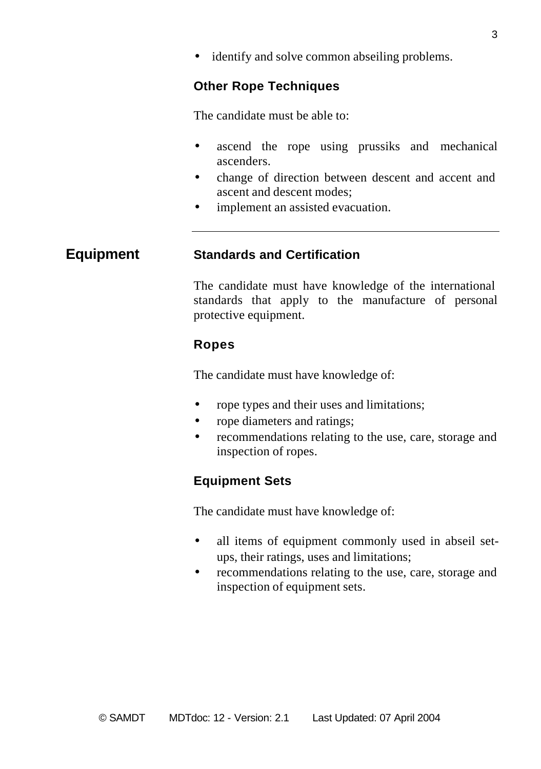- identify and solve common abseiling problems.

### Other Rope Techniques

The candidate must be able to:

- ascend the rope using prussiks and mechanical ascenders.
- change of direction between descent and accent and ascent and descent modes;
- implement an assisted evacuation.

---

## Equipment

### Standards and Certification

The candidate must have knowledge of the international standards that apply to the manufacture of personal protective equipment.

### Ropes

The candidate must have knowledge of:

- rope types and their uses and limitations;
- rope diameters and ratings;
- recommendations relating to the use, care, storage and inspection of ropes.

### Equipment Sets

The candidate must have knowledge of:

- all items of equipment commonly used in abseil set-ups, their ratings, uses and limitations;
- recommendations relating to the use, care, storage and inspection of equipment sets.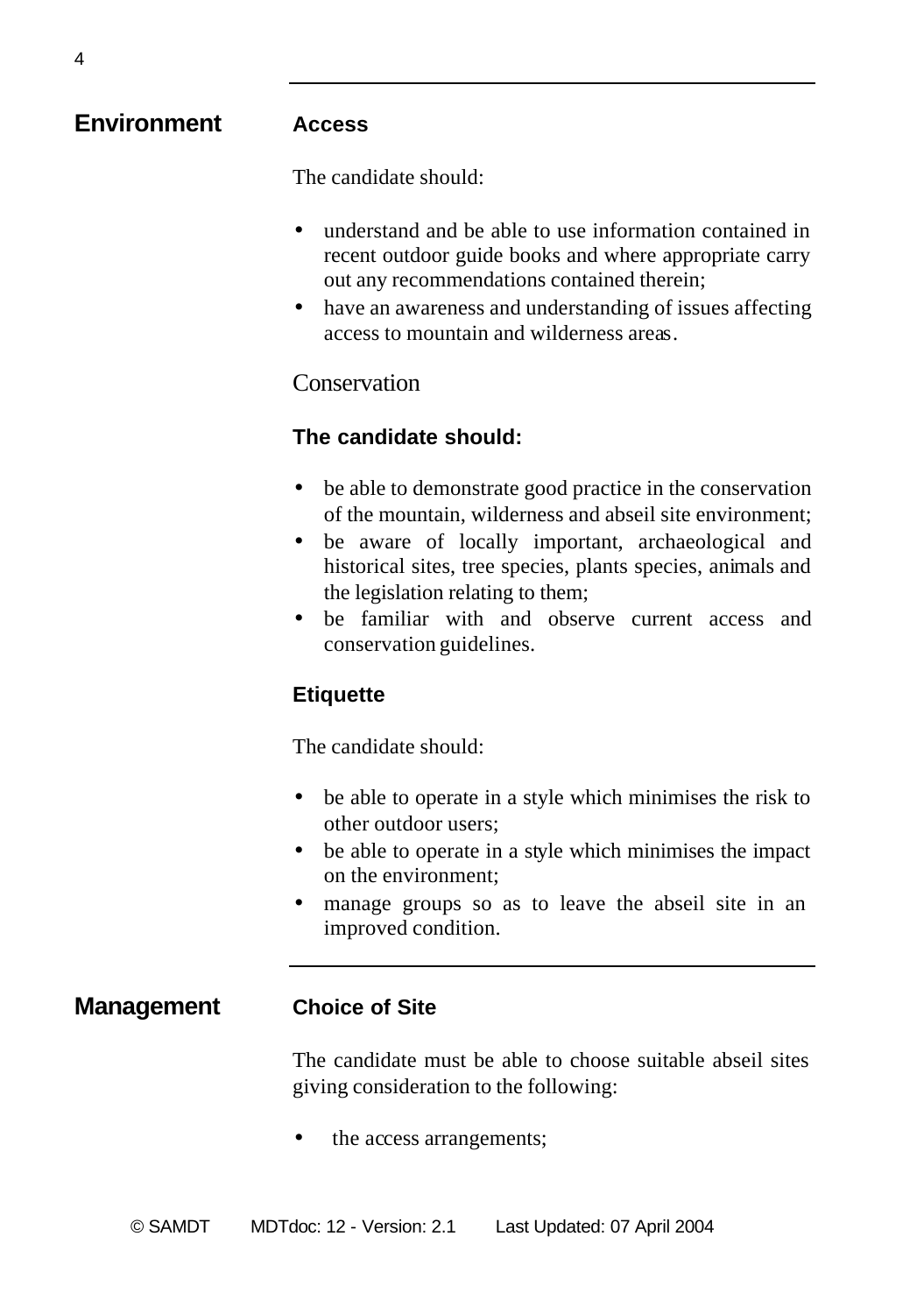## Environment

### Access

The candidate should:

- understand and be able to use information contained in recent outdoor guide books and where appropriate carry out any recommendations contained therein;
- have an awareness and understanding of issues affecting access to mountain and wilderness areas.

### Conservation

**The candidate should:**

- be able to demonstrate good practice in the conservation of the mountain, wilderness and abseil site environment;
- be aware of locally important, archaeological and historical sites, tree species, plants species, animals and the legislation relating to them;
- be familiar with and observe current access and conservation guidelines.

### Etiquette

The candidate should:

- be able to operate in a style which minimises the risk to other outdoor users;
- be able to operate in a style which minimises the impact on the environment;
- manage groups so as to leave the abseil site in an improved condition.

## Management

### Choice of Site

The candidate must be able to choose suitable abseil sites giving consideration to the following:

- the access arrangements;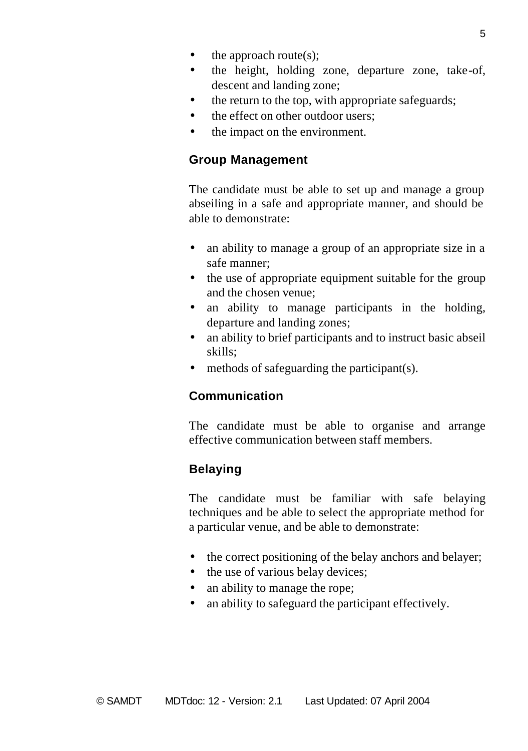- the approach route(s);
- the height, holding zone, departure zone, take-of, descent and landing zone;
- the return to the top, with appropriate safeguards;
- the effect on other outdoor users;
- the impact on the environment.

### Group Management

The candidate must be able to set up and manage a group abseiling in a safe and appropriate manner, and should be able to demonstrate:

- an ability to manage a group of an appropriate size in a safe manner;
- the use of appropriate equipment suitable for the group and the chosen venue;
- an ability to manage participants in the holding, departure and landing zones;
- an ability to brief participants and to instruct basic abseil skills;
- methods of safeguarding the participant(s).

### Communication

The candidate must be able to organise and arrange effective communication between staff members.

### Belaying

The candidate must be familiar with safe belaying techniques and be able to select the appropriate method for a particular venue, and be able to demonstrate:

- the correct positioning of the belay anchors and belayer;
- the use of various belay devices;
- an ability to manage the rope;
- an ability to safeguard the participant effectively.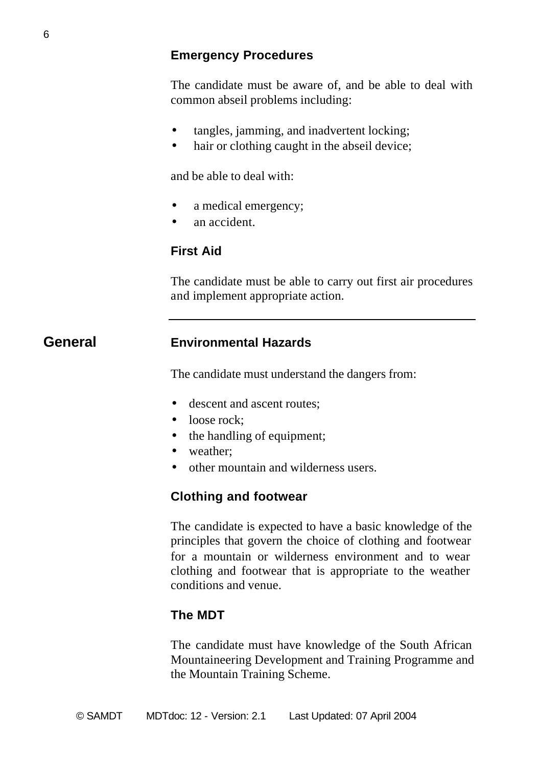### Emergency Procedures

The candidate must be aware of, and be able to deal with common abseil problems including:

- tangles, jamming, and inadvertent locking;
- hair or clothing caught in the abseil device;

and be able to deal with:

- a medical emergency;
- an accident.

### First Aid

The candidate must be able to carry out first air procedures and implement appropriate action.

---

## General

### Environmental Hazards

The candidate must understand the dangers from:

- descent and ascent routes;
- loose rock;
- the handling of equipment;
- weather;
- other mountain and wilderness users.

### Clothing and footwear

The candidate is expected to have a basic knowledge of the principles that govern the choice of clothing and footwear for a mountain or wilderness environment and to wear clothing and footwear that is appropriate to the weather conditions and venue.

### The MDT

The candidate must have knowledge of the South African Mountaineering Development and Training Programme and the Mountain Training Scheme.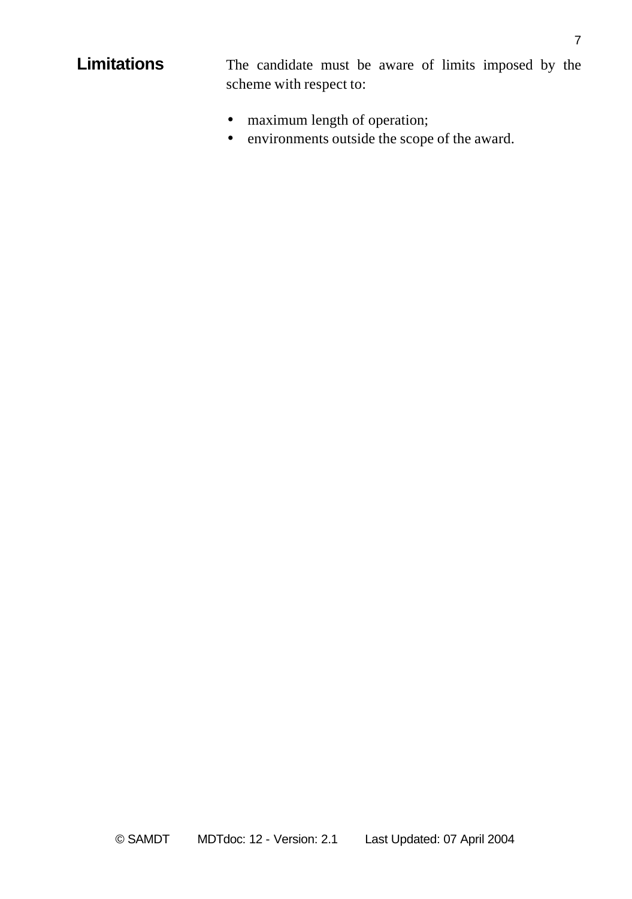## Limitations

The candidate must be aware of limits imposed by the scheme with respect to:

- maximum length of operation;
- environments outside the scope of the award.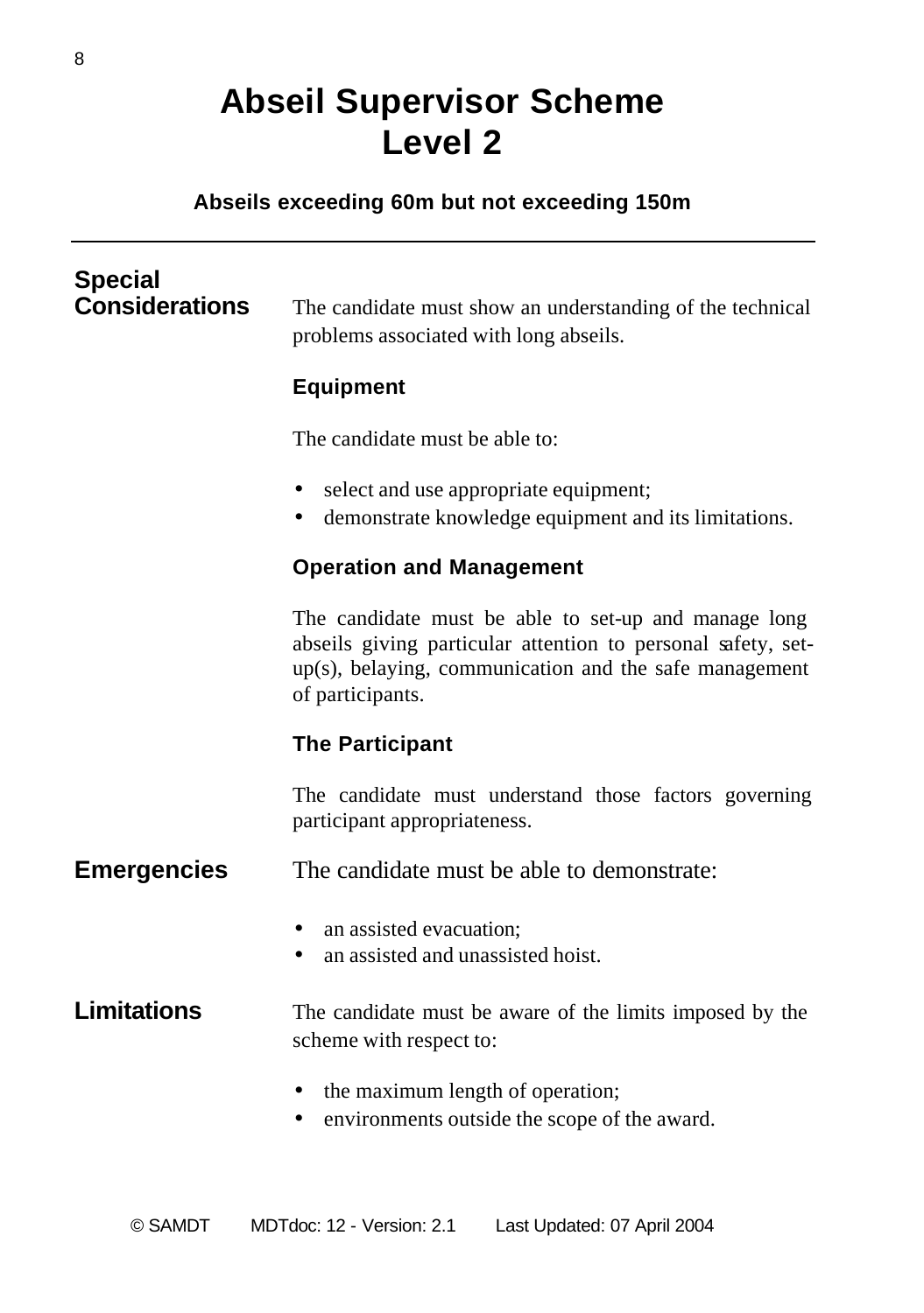# Abseil Supervisor Scheme
# Level 2

**Abseils exceeding 60m but not exceeding 150m**

---

## Special Considerations

The candidate must show an understanding of the technical problems associated with long abseils.

### Equipment

The candidate must be able to:

- select and use appropriate equipment;
- demonstrate knowledge equipment and its limitations.

### Operation and Management

The candidate must be able to set-up and manage long abseils giving particular attention to personal safety, set-up(s), belaying, communication and the safe management of participants.

### The Participant

The candidate must understand those factors governing participant appropriateness.

## Emergencies

The candidate must be able to demonstrate:

- an assisted evacuation;
- an assisted and unassisted hoist.

## Limitations

The candidate must be aware of the limits imposed by the scheme with respect to:

- the maximum length of operation;
- environments outside the scope of the award.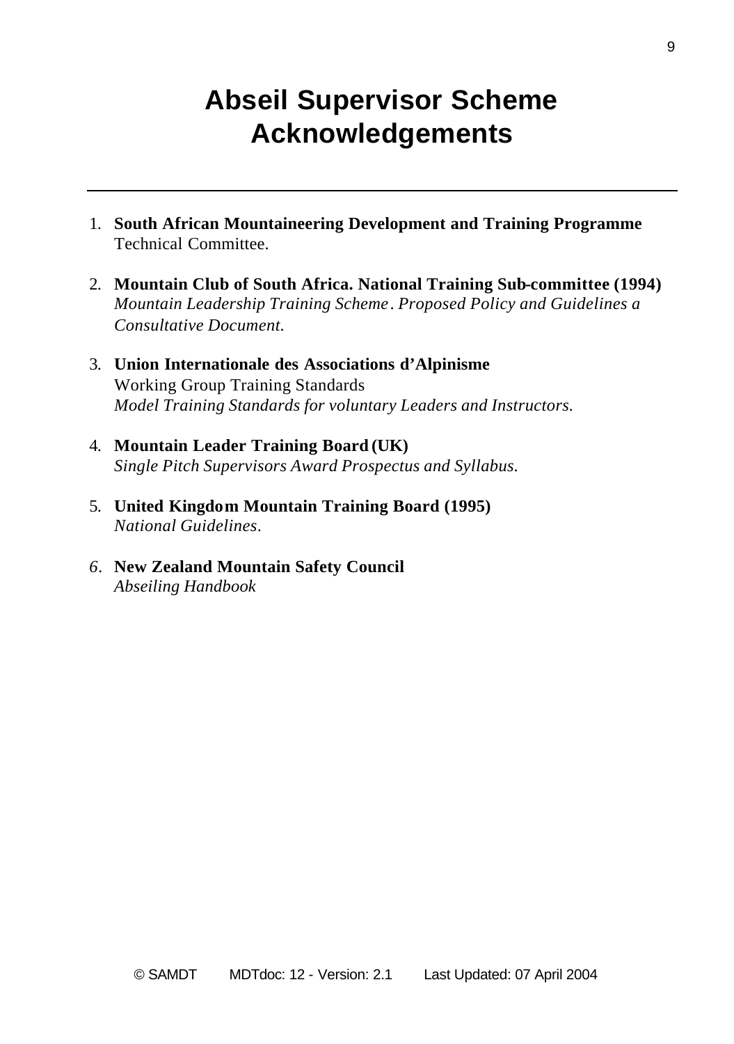# Abseil Supervisor Scheme
# Acknowledgements

---

1. **South African Mountaineering Development and Training Programme**
   Technical Committee.

2. **Mountain Club of South Africa. National Training Sub-committee (1994)**
   *Mountain Leadership Training Scheme. Proposed Policy and Guidelines a Consultative Document.*

3. **Union Internationale des Associations d'Alpinisme**
   Working Group Training Standards
   *Model Training Standards for voluntary Leaders and Instructors.*

4. **Mountain Leader Training Board (UK)**
   *Single Pitch Supervisors Award Prospectus and Syllabus.*

5. **United Kingdom Mountain Training Board (1995)**
   *National Guidelines.*

6. **New Zealand Mountain Safety Council**
   *Abseiling Handbook*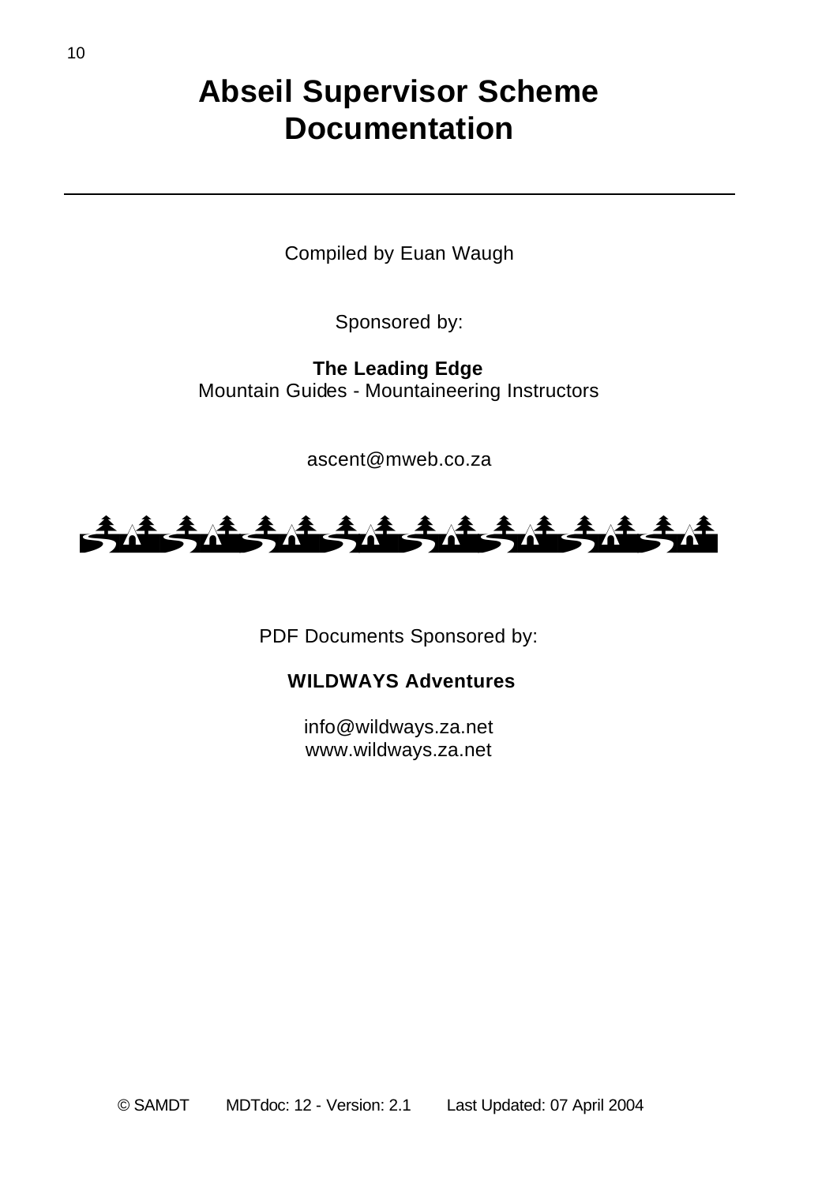# Abseil Supervisor Scheme Documentation

---

Compiled by Euan Waugh

Sponsored by:

**The Leading Edge**
Mountain Guides - Mountaineering Instructors

ascent@mweb.co.za

PDF Documents Sponsored by:

**WILDWAYS Adventures**

info@wildways.za.net
www.wildways.za.net

© SAMDT MDTdoc: 12 - Version: 2.1 Last Updated: 07 April 2004